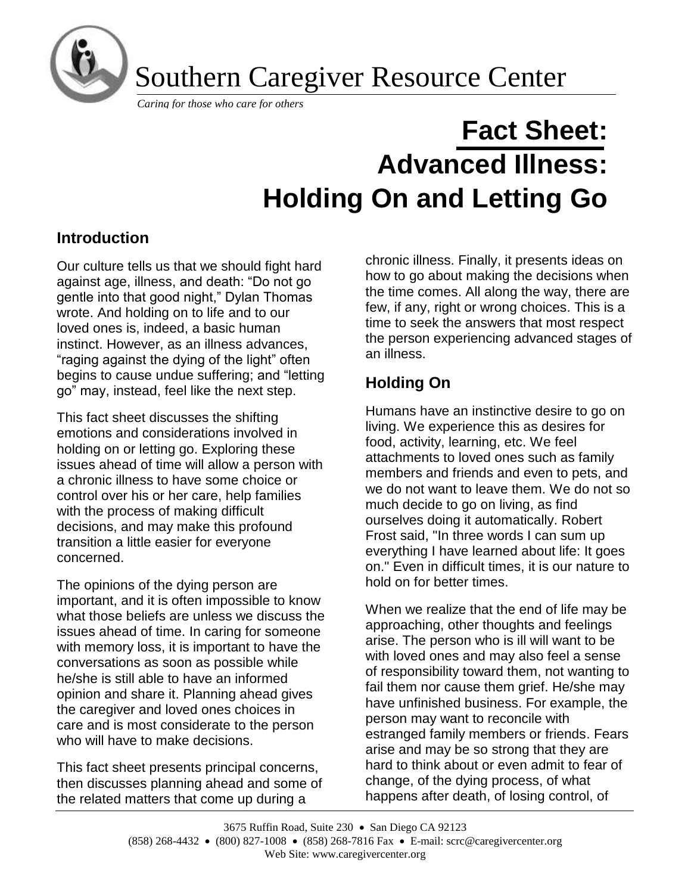Southern Caregiver Resource Center

*Caring for those who care for others*

# Fact Sheet: Advanced Illness: Holding On and Letting Go

## Introduction

Our culture tells us that we should fight hard against age, illness, and death: "Do not go gentle into that good night," Dylan Thomas wrote. And holding on to life and to our loved ones is, indeed, a basic human instinct. However, as an illness advances, "raging against the dying of the light" often begins to cause undue suffering; and "letting go" may, instead, feel like the next step.

This fact sheet discusses the shifting emotions and considerations involved in holding on or letting go. Exploring these issues ahead of time will allow a person with a chronic illness to have some choice or control over his or her care, help families with the process of making difficult decisions, and may make this profound transition a little easier for everyone concerned.

The opinions of the dying person are important, and it is often impossible to know what those beliefs are unless we discuss the issues ahead of time. In caring for someone with memory loss, it is important to have the conversations as soon as possible while he/she is still able to have an informed opinion and share it. Planning ahead gives the caregiver and loved ones choices in care and is most considerate to the person who will have to make decisions.

This fact sheet presents principal concerns, then discusses planning ahead and some of the related matters that come up during a chronic illness. Finally, it presents ideas on how to go about making the decisions when the time comes. All along the way, there are few, if any, right or wrong choices. This is a time to seek the answers that most respect the person experiencing advanced stages of an illness.

## Holding On

Humans have an instinctive desire to go on living. We experience this as desires for food, activity, learning, etc. We feel attachments to loved ones such as family members and friends and even to pets, and we do not want to leave them. We do not so much decide to go on living, as find ourselves doing it automatically. Robert Frost said, "In three words I can sum up everything I have learned about life: It goes on." Even in difficult times, it is our nature to hold on for better times.

When we realize that the end of life may be approaching, other thoughts and feelings arise. The person who is ill will want to be with loved ones and may also feel a sense of responsibility toward them, not wanting to fail them nor cause them grief. He/she may have unfinished business. For example, the person may want to reconcile with estranged family members or friends. Fears arise and may be so strong that they are hard to think about or even admit to fear of change, of the dying process, of what happens after death, of losing control, of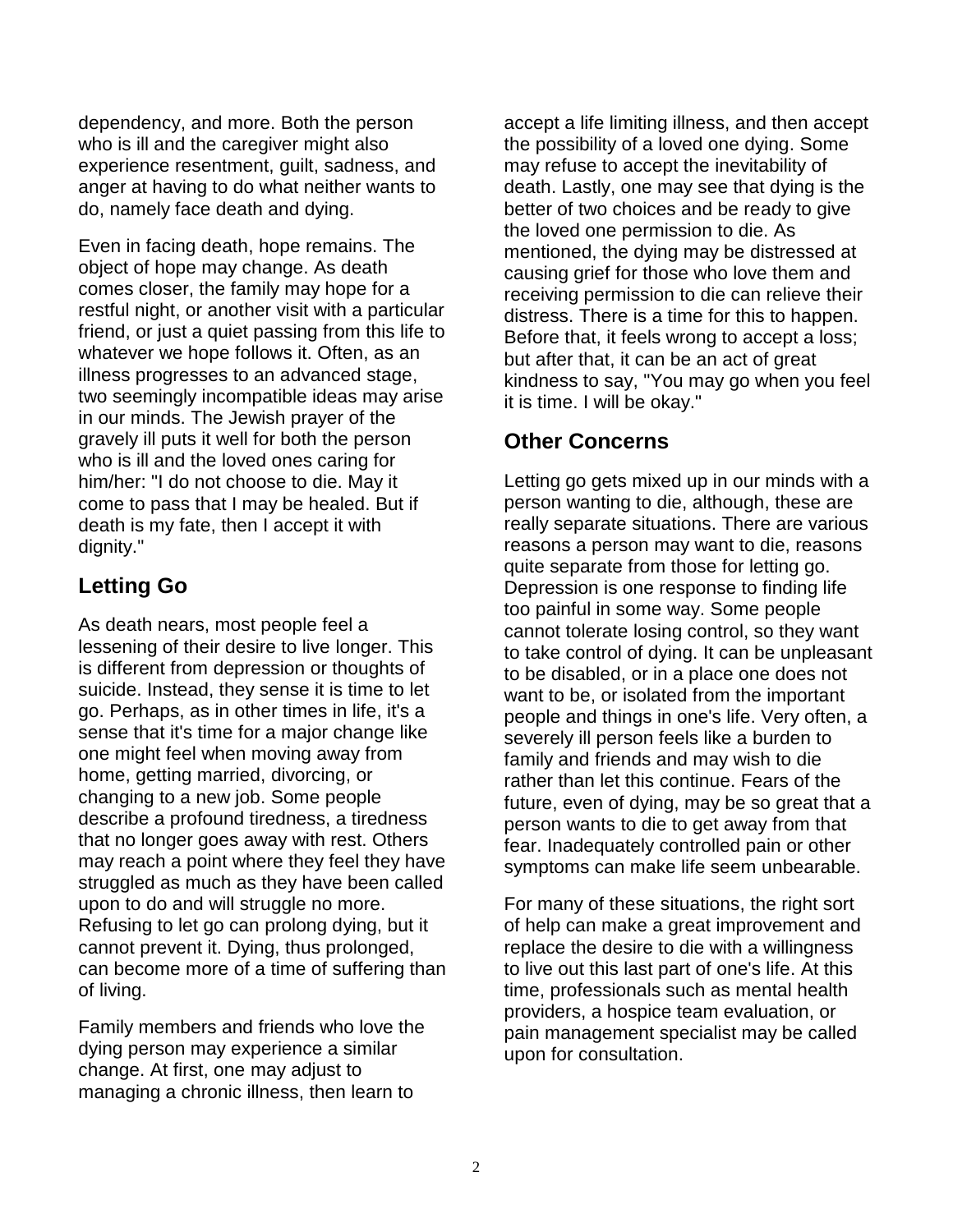dependency, and more. Both the person who is ill and the caregiver might also experience resentment, guilt, sadness, and anger at having to do what neither wants to do, namely face death and dying.

Even in facing death, hope remains. The object of hope may change. As death comes closer, the family may hope for a restful night, or another visit with a particular friend, or just a quiet passing from this life to whatever we hope follows it. Often, as an illness progresses to an advanced stage, two seemingly incompatible ideas may arise in our minds. The Jewish prayer of the gravely ill puts it well for both the person who is ill and the loved ones caring for him/her: "I do not choose to die. May it come to pass that I may be healed. But if death is my fate, then I accept it with dignity."

## Letting Go

As death nears, most people feel a lessening of their desire to live longer. This is different from depression or thoughts of suicide. Instead, they sense it is time to let go. Perhaps, as in other times in life, it's a sense that it's time for a major change like one might feel when moving away from home, getting married, divorcing, or changing to a new job. Some people describe a profound tiredness, a tiredness that no longer goes away with rest. Others may reach a point where they feel they have struggled as much as they have been called upon to do and will struggle no more. Refusing to let go can prolong dying, but it cannot prevent it. Dying, thus prolonged, can become more of a time of suffering than of living.

Family members and friends who love the dying person may experience a similar change. At first, one may adjust to managing a chronic illness, then learn to accept a life limiting illness, and then accept the possibility of a loved one dying. Some may refuse to accept the inevitability of death. Lastly, one may see that dying is the better of two choices and be ready to give the loved one permission to die. As mentioned, the dying may be distressed at causing grief for those who love them and receiving permission to die can relieve their distress. There is a time for this to happen. Before that, it feels wrong to accept a loss; but after that, it can be an act of great kindness to say, "You may go when you feel it is time. I will be okay."

## Other Concerns

Letting go gets mixed up in our minds with a person wanting to die, although, these are really separate situations. There are various reasons a person may want to die, reasons quite separate from those for letting go. Depression is one response to finding life too painful in some way. Some people cannot tolerate losing control, so they want to take control of dying. It can be unpleasant to be disabled, or in a place one does not want to be, or isolated from the important people and things in one's life. Very often, a severely ill person feels like a burden to family and friends and may wish to die rather than let this continue. Fears of the future, even of dying, may be so great that a person wants to die to get away from that fear. Inadequately controlled pain or other symptoms can make life seem unbearable.

For many of these situations, the right sort of help can make a great improvement and replace the desire to die with a willingness to live out this last part of one's life. At this time, professionals such as mental health providers, a hospice team evaluation, or pain management specialist may be called upon for consultation.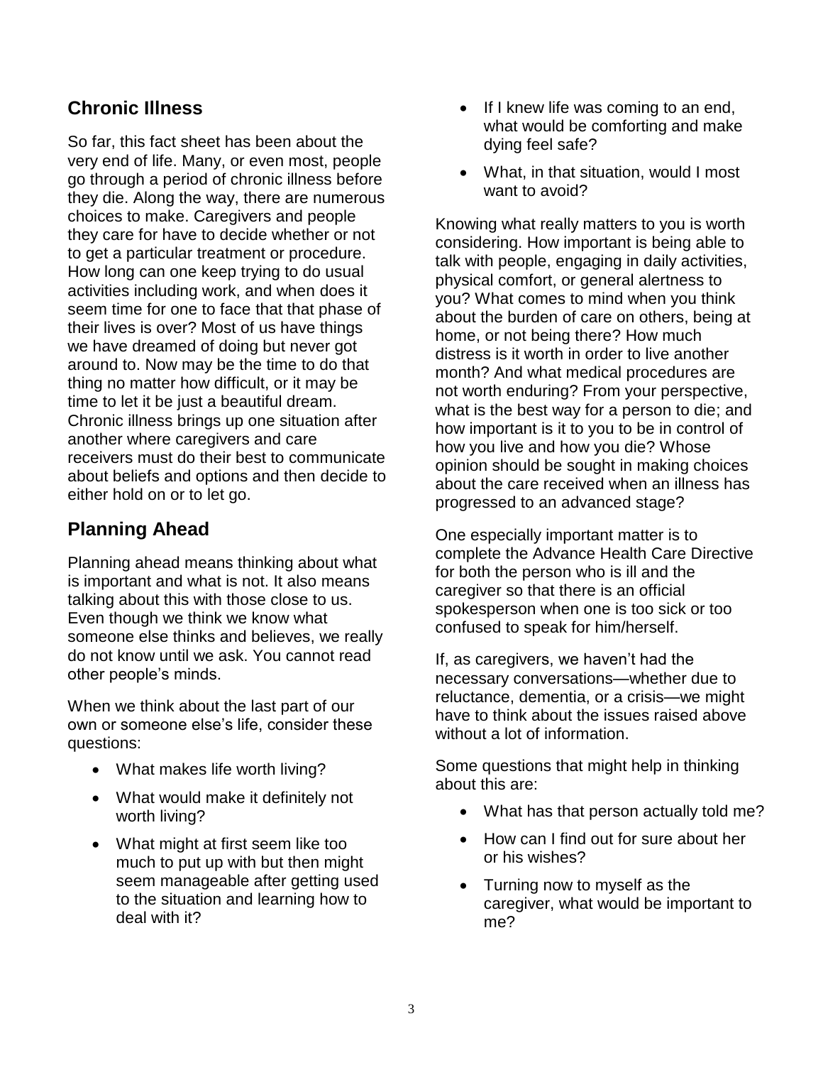## Chronic Illness

So far, this fact sheet has been about the very end of life. Many, or even most, people go through a period of chronic illness before they die. Along the way, there are numerous choices to make. Caregivers and people they care for have to decide whether or not to get a particular treatment or procedure. How long can one keep trying to do usual activities including work, and when does it seem time for one to face that that phase of their lives is over? Most of us have things we have dreamed of doing but never got around to. Now may be the time to do that thing no matter how difficult, or it may be time to let it be just a beautiful dream. Chronic illness brings up one situation after another where caregivers and care receivers must do their best to communicate about beliefs and options and then decide to either hold on or to let go.

## Planning Ahead

Planning ahead means thinking about what is important and what is not. It also means talking about this with those close to us. Even though we think we know what someone else thinks and believes, we really do not know until we ask. You cannot read other people's minds.

When we think about the last part of our own or someone else's life, consider these questions:

- What makes life worth living?
- What would make it definitely not worth living?
- What might at first seem like too much to put up with but then might seem manageable after getting used to the situation and learning how to deal with it?
- If I knew life was coming to an end, what would be comforting and make dying feel safe?
- What, in that situation, would I most want to avoid?

Knowing what really matters to you is worth considering. How important is being able to talk with people, engaging in daily activities, physical comfort, or general alertness to you? What comes to mind when you think about the burden of care on others, being at home, or not being there? How much distress is it worth in order to live another month? And what medical procedures are not worth enduring? From your perspective, what is the best way for a person to die; and how important is it to you to be in control of how you live and how you die? Whose opinion should be sought in making choices about the care received when an illness has progressed to an advanced stage?

One especially important matter is to complete the Advance Health Care Directive for both the person who is ill and the caregiver so that there is an official spokesperson when one is too sick or too confused to speak for him/herself.

If, as caregivers, we haven't had the necessary conversations—whether due to reluctance, dementia, or a crisis—we might have to think about the issues raised above without a lot of information.

Some questions that might help in thinking about this are:

- What has that person actually told me?
- How can I find out for sure about her or his wishes?
- Turning now to myself as the caregiver, what would be important to me?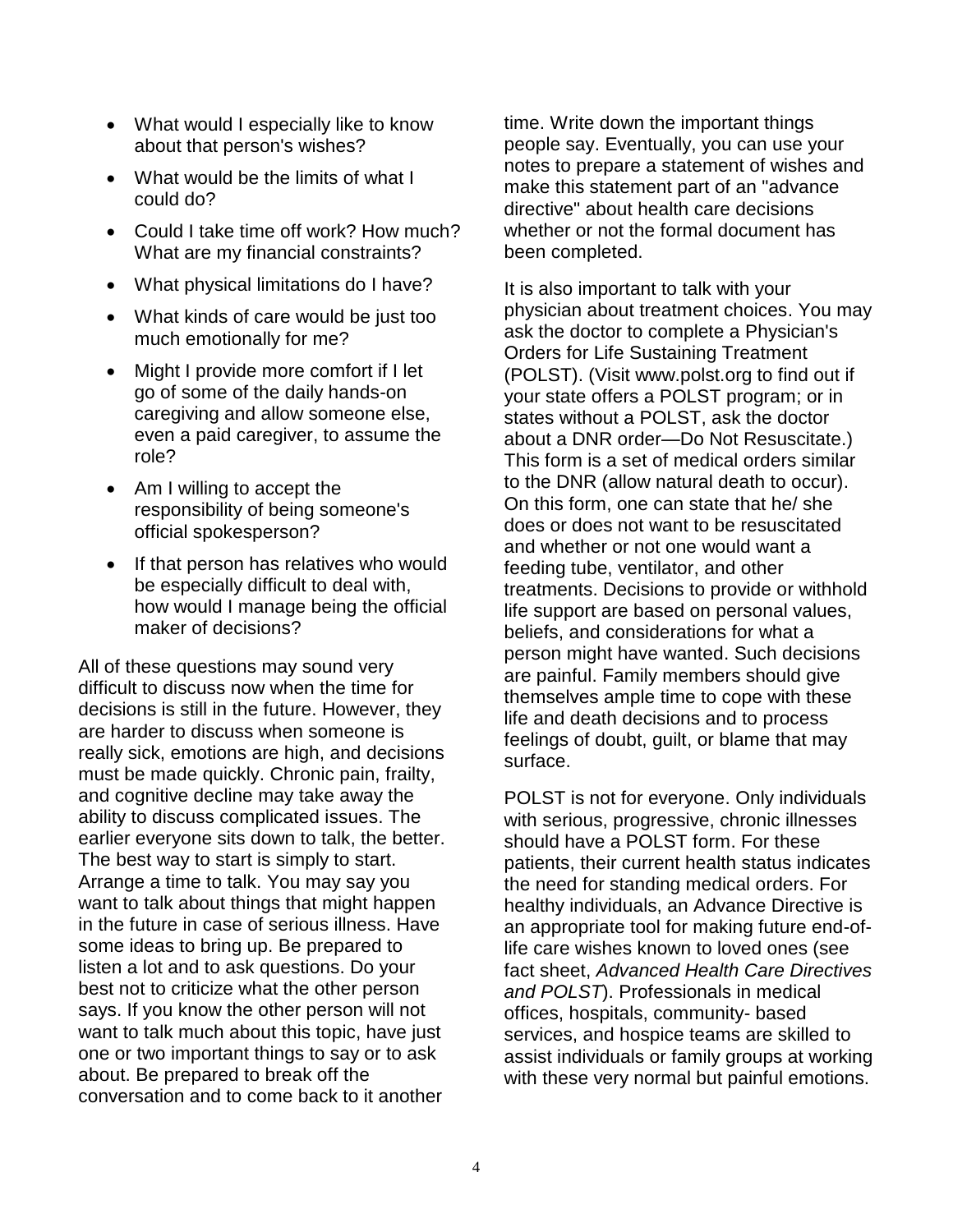- What would I especially like to know about that person's wishes?
- What would be the limits of what I could do?
- Could I take time off work? How much? What are my financial constraints?
- What physical limitations do I have?
- What kinds of care would be just too much emotionally for me?
- Might I provide more comfort if I let go of some of the daily hands-on caregiving and allow someone else, even a paid caregiver, to assume the role?
- Am I willing to accept the responsibility of being someone's official spokesperson?
- If that person has relatives who would be especially difficult to deal with, how would I manage being the official maker of decisions?

All of these questions may sound very difficult to discuss now when the time for decisions is still in the future. However, they are harder to discuss when someone is really sick, emotions are high, and decisions must be made quickly. Chronic pain, frailty, and cognitive decline may take away the ability to discuss complicated issues. The earlier everyone sits down to talk, the better. The best way to start is simply to start. Arrange a time to talk. You may say you want to talk about things that might happen in the future in case of serious illness. Have some ideas to bring up. Be prepared to listen a lot and to ask questions. Do your best not to criticize what the other person says. If you know the other person will not want to talk much about this topic, have just one or two important things to say or to ask about. Be prepared to break off the conversation and to come back to it another time. Write down the important things people say. Eventually, you can use your notes to prepare a statement of wishes and make this statement part of an "advance directive" about health care decisions whether or not the formal document has been completed.

It is also important to talk with your physician about treatment choices. You may ask the doctor to complete a Physician's Orders for Life Sustaining Treatment (POLST). (Visit www.polst.org to find out if your state offers a POLST program; or in states without a POLST, ask the doctor about a DNR order—Do Not Resuscitate.) This form is a set of medical orders similar to the DNR (allow natural death to occur). On this form, one can state that he/ she does or does not want to be resuscitated and whether or not one would want a feeding tube, ventilator, and other treatments. Decisions to provide or withhold life support are based on personal values, beliefs, and considerations for what a person might have wanted. Such decisions are painful. Family members should give themselves ample time to cope with these life and death decisions and to process feelings of doubt, guilt, or blame that may surface.

POLST is not for everyone. Only individuals with serious, progressive, chronic illnesses should have a POLST form. For these patients, their current health status indicates the need for standing medical orders. For healthy individuals, an Advance Directive is an appropriate tool for making future end-of-life care wishes known to loved ones (see fact sheet, *Advanced Health Care Directives and POLST*). Professionals in medical offices, hospitals, community- based services, and hospice teams are skilled to assist individuals or family groups at working with these very normal but painful emotions.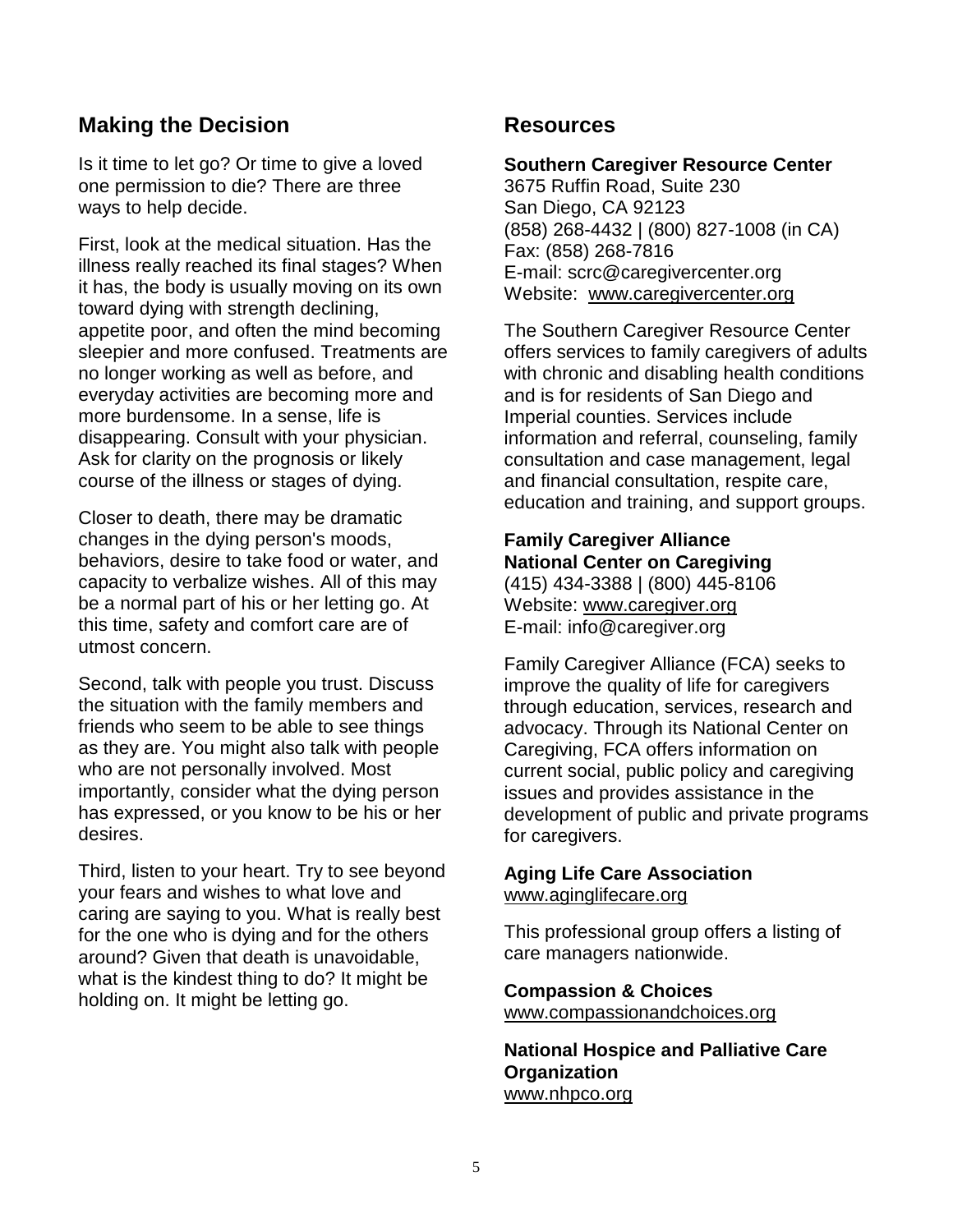## Making the Decision

Is it time to let go? Or time to give a loved one permission to die? There are three ways to help decide.

First, look at the medical situation. Has the illness really reached its final stages? When it has, the body is usually moving on its own toward dying with strength declining, appetite poor, and often the mind becoming sleepier and more confused. Treatments are no longer working as well as before, and everyday activities are becoming more and more burdensome. In a sense, life is disappearing. Consult with your physician. Ask for clarity on the prognosis or likely course of the illness or stages of dying.

Closer to death, there may be dramatic changes in the dying person's moods, behaviors, desire to take food or water, and capacity to verbalize wishes. All of this may be a normal part of his or her letting go. At this time, safety and comfort care are of utmost concern.

Second, talk with people you trust. Discuss the situation with the family members and friends who seem to be able to see things as they are. You might also talk with people who are not personally involved. Most importantly, consider what the dying person has expressed, or you know to be his or her desires.

Third, listen to your heart. Try to see beyond your fears and wishes to what love and caring are saying to you. What is really best for the one who is dying and for the others around? Given that death is unavoidable, what is the kindest thing to do? It might be holding on. It might be letting go.

## Resources

**Southern Caregiver Resource Center**
3675 Ruffin Road, Suite 230
San Diego, CA 92123
(858) 268-4432 | (800) 827-1008 (in CA)
Fax: (858) 268-7816
E-mail: scrc@caregivercenter.org
Website: www.caregivercenter.org

The Southern Caregiver Resource Center offers services to family caregivers of adults with chronic and disabling health conditions and is for residents of San Diego and Imperial counties. Services include information and referral, counseling, family consultation and case management, legal and financial consultation, respite care, education and training, and support groups.

**Family Caregiver Alliance**
**National Center on Caregiving**
(415) 434-3388 | (800) 445-8106
Website: www.caregiver.org
E-mail: info@caregiver.org

Family Caregiver Alliance (FCA) seeks to improve the quality of life for caregivers through education, services, research and advocacy. Through its National Center on Caregiving, FCA offers information on current social, public policy and caregiving issues and provides assistance in the development of public and private programs for caregivers.

**Aging Life Care Association**
www.aginglifecare.org

This professional group offers a listing of care managers nationwide.

**Compassion & Choices**
www.compassionandchoices.org

**National Hospice and Palliative Care Organization**
www.nhpco.org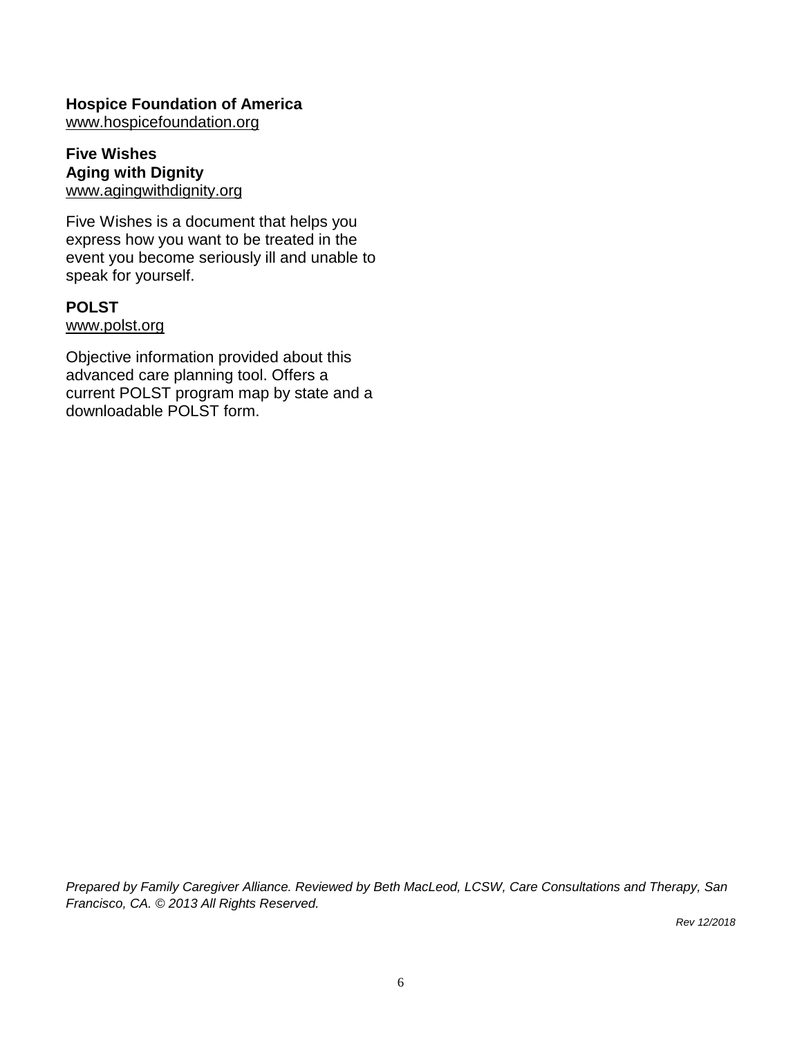**Hospice Foundation of America**
www.hospicefoundation.org

**Five Wishes**
**Aging with Dignity**
www.agingwithdignity.org

Five Wishes is a document that helps you express how you want to be treated in the event you become seriously ill and unable to speak for yourself.

**POLST**
www.polst.org

Objective information provided about this advanced care planning tool. Offers a current POLST program map by state and a downloadable POLST form.

*Prepared by Family Caregiver Alliance. Reviewed by Beth MacLeod, LCSW, Care Consultations and Therapy, San Francisco, CA. © 2013 All Rights Reserved.*

*Rev 12/2018*